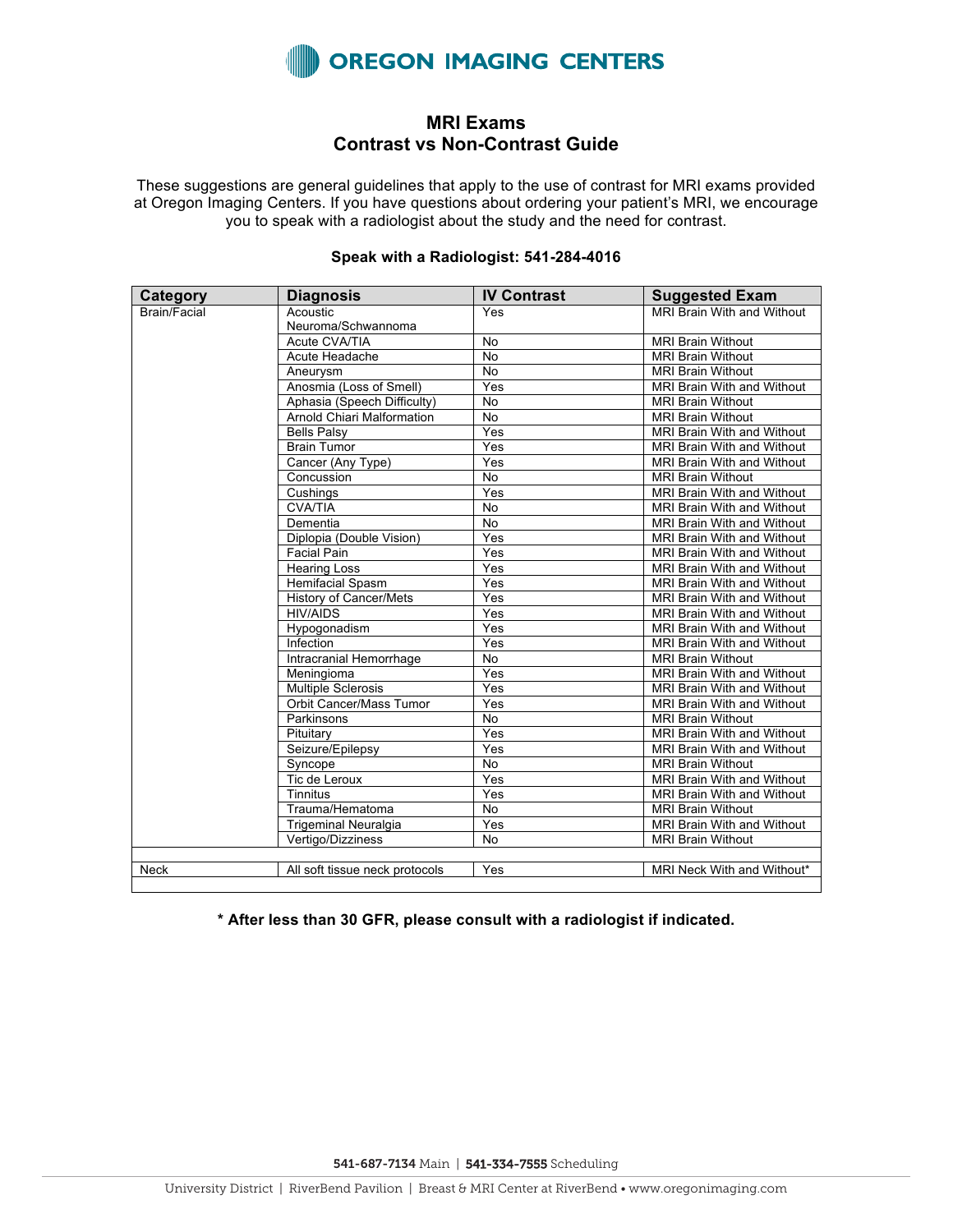# OREGON IMAGING CENTERS

## MRI Exams
## Contrast vs Non-Contrast Guide

These suggestions are general guidelines that apply to the use of contrast for MRI exams provided at Oregon Imaging Centers. If you have questions about ordering your patient's MRI, we encourage you to speak with a radiologist about the study and the need for contrast.

**Speak with a Radiologist: 541-284-4016**

| Category | Diagnosis | IV Contrast | Suggested Exam |
|---|---|---|---|
| Brain/Facial | Acoustic Neuroma/Schwannoma | Yes | MRI Brain With and Without |
| | Acute CVA/TIA | No | MRI Brain Without |
| | Acute Headache | No | MRI Brain Without |
| | Aneurysm | No | MRI Brain Without |
| | Anosmia (Loss of Smell) | Yes | MRI Brain With and Without |
| | Aphasia (Speech Difficulty) | No | MRI Brain Without |
| | Arnold Chiari Malformation | No | MRI Brain Without |
| | Bells Palsy | Yes | MRI Brain With and Without |
| | Brain Tumor | Yes | MRI Brain With and Without |
| | Cancer (Any Type) | Yes | MRI Brain With and Without |
| | Concussion | No | MRI Brain Without |
| | Cushings | Yes | MRI Brain With and Without |
| | CVA/TIA | No | MRI Brain Without |
| | Dementia | No | MRI Brain With and Without |
| | Diplopia (Double Vision) | Yes | MRI Brain With and Without |
| | Facial Pain | Yes | MRI Brain With and Without |
| | Hearing Loss | Yes | MRI Brain With and Without |
| | Hemifacial Spasm | Yes | MRI Brain With and Without |
| | History of Cancer/Mets | Yes | MRI Brain With and Without |
| | HIV/AIDS | Yes | MRI Brain With and Without |
| | Hypogonadism | Yes | MRI Brain With and Without |
| | Infection | Yes | MRI Brain With and Without |
| | Intracranial Hemorrhage | No | MRI Brain Without |
| | Meningioma | Yes | MRI Brain With and Without |
| | Multiple Sclerosis | Yes | MRI Brain With and Without |
| | Orbit Cancer/Mass Tumor | Yes | MRI Brain With and Without |
| | Parkinsons | No | MRI Brain Without |
| | Pituitary | Yes | MRI Brain With and Without |
| | Seizure/Epilepsy | Yes | MRI Brain With and Without |
| | Syncope | No | MRI Brain Without |
| | Tic de Leroux | Yes | MRI Brain With and Without |
| | Tinnitus | Yes | MRI Brain With and Without |
| | Trauma/Hematoma | No | MRI Brain Without |
| | Trigeminal Neuralgia | Yes | MRI Brain With and Without |
| | Vertigo/Dizziness | No | MRI Brain Without |
| | | | |
| Neck | All soft tissue neck protocols | Yes | MRI Neck With and Without* |
| | | | |

**\* After less than 30 GFR, please consult with a radiologist if indicated.**

**541-687-7134** Main | **541-334-7555** Scheduling

University District | RiverBend Pavilion | Breast & MRI Center at RiverBend • www.oregonimaging.com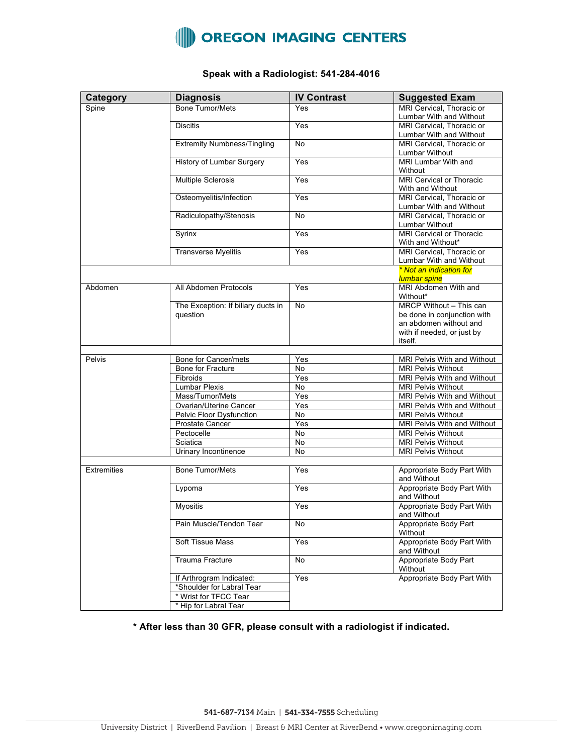# OREGON IMAGING CENTERS

**Speak with a Radiologist: 541-284-4016**

| Category | Diagnosis | IV Contrast | Suggested Exam |
|---|---|---|---|
| Spine | Bone Tumor/Mets | Yes | MRI Cervical, Thoracic or Lumbar With and Without |
| | Discitis | Yes | MRI Cervical, Thoracic or Lumbar With and Without |
| | Extremity Numbness/Tingling | No | MRI Cervical, Thoracic or Lumbar Without |
| | History of Lumbar Surgery | Yes | MRI Lumbar With and Without |
| | Multiple Sclerosis | Yes | MRI Cervical or Thoracic With and Without |
| | Osteomyelitis/Infection | Yes | MRI Cervical, Thoracic or Lumbar With and Without |
| | Radiculopathy/Stenosis | No | MRI Cervical, Thoracic or Lumbar Without |
| | Syrinx | Yes | MRI Cervical or Thoracic With and Without* |
| | Transverse Myelitis | Yes | MRI Cervical, Thoracic or Lumbar With and Without |
| | | | *\* Not an indication for lumbar spine* |
| Abdomen | All Abdomen Protocols | Yes | MRI Abdomen With and Without* |
| | The Exception: If biliary ducts in question | No | MRCP Without – This can be done in conjunction with an abdomen without and with if needed, or just by itself. |
| | | | |
| Pelvis | Bone for Cancer/mets | Yes | MRI Pelvis With and Without |
| | Bone for Fracture | No | MRI Pelvis Without |
| | Fibroids | Yes | MRI Pelvis With and Without |
| | Lumbar Plexis | No | MRI Pelvis Without |
| | Mass/Tumor/Mets | Yes | MRI Pelvis With and Without |
| | Ovarian/Uterine Cancer | Yes | MRI Pelvis With and Without |
| | Pelvic Floor Dysfunction | No | MRI Pelvis Without |
| | Prostate Cancer | Yes | MRI Pelvis With and Without |
| | Pectocelle | No | MRI Pelvis Without |
| | Sciatica | No | MRI Pelvis Without |
| | Urinary Incontinence | No | MRI Pelvis Without |
| | | | |
| Extremities | Bone Tumor/Mets | Yes | Appropriate Body Part With and Without |
| | Lypoma | Yes | Appropriate Body Part With and Without |
| | Myositis | Yes | Appropriate Body Part With and Without |
| | Pain Muscle/Tendon Tear | No | Appropriate Body Part Without |
| | Soft Tissue Mass | Yes | Appropriate Body Part With and Without |
| | Trauma Fracture | No | Appropriate Body Part Without |
| | If Arthrogram Indicated: *Shoulder for Labral Tear * Wrist for TFCC Tear * Hip for Labral Tear | Yes | Appropriate Body Part With |

**\* After less than 30 GFR, please consult with a radiologist if indicated.**

**541-687-7134** Main | **541-334-7555** Scheduling

University District | RiverBend Pavilion | Breast & MRI Center at RiverBend • www.oregonimaging.com